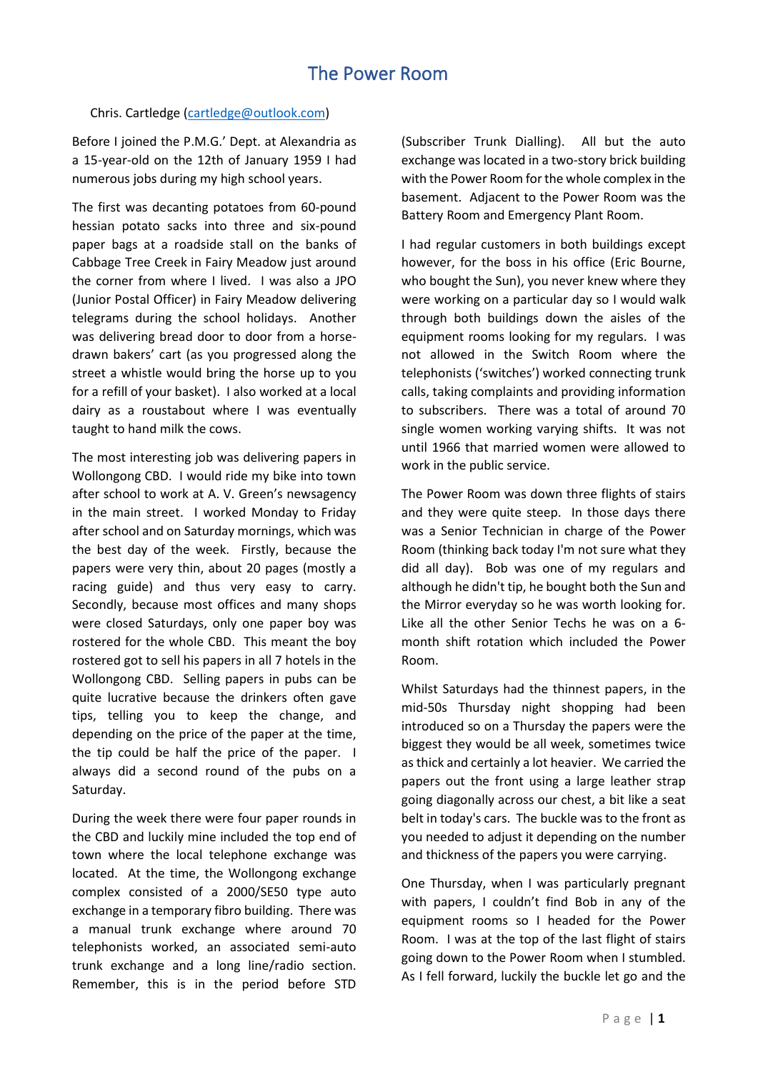# The Power Room

Chris. Cartledge (cartledge@outlook.com)

Before I joined the P.M.G.' Dept. at Alexandria as a 15-year-old on the 12th of January 1959 I had numerous jobs during my high school years.

The first was decanting potatoes from 60-pound hessian potato sacks into three and six-pound paper bags at a roadside stall on the banks of Cabbage Tree Creek in Fairy Meadow just around the corner from where I lived. I was also a JPO (Junior Postal Officer) in Fairy Meadow delivering telegrams during the school holidays. Another was delivering bread door to door from a horse-drawn bakers' cart (as you progressed along the street a whistle would bring the horse up to you for a refill of your basket). I also worked at a local dairy as a roustabout where I was eventually taught to hand milk the cows.

The most interesting job was delivering papers in Wollongong CBD. I would ride my bike into town after school to work at A. V. Green's newsagency in the main street. I worked Monday to Friday after school and on Saturday mornings, which was the best day of the week. Firstly, because the papers were very thin, about 20 pages (mostly a racing guide) and thus very easy to carry. Secondly, because most offices and many shops were closed Saturdays, only one paper boy was rostered for the whole CBD. This meant the boy rostered got to sell his papers in all 7 hotels in the Wollongong CBD. Selling papers in pubs can be quite lucrative because the drinkers often gave tips, telling you to keep the change, and depending on the price of the paper at the time, the tip could be half the price of the paper. I always did a second round of the pubs on a Saturday.

During the week there were four paper rounds in the CBD and luckily mine included the top end of town where the local telephone exchange was located. At the time, the Wollongong exchange complex consisted of a 2000/SE50 type auto exchange in a temporary fibro building. There was a manual trunk exchange where around 70 telephonists worked, an associated semi-auto trunk exchange and a long line/radio section. Remember, this is in the period before STD (Subscriber Trunk Dialling). All but the auto exchange was located in a two-story brick building with the Power Room for the whole complex in the basement. Adjacent to the Power Room was the Battery Room and Emergency Plant Room.

I had regular customers in both buildings except however, for the boss in his office (Eric Bourne, who bought the Sun), you never knew where they were working on a particular day so I would walk through both buildings down the aisles of the equipment rooms looking for my regulars. I was not allowed in the Switch Room where the telephonists ('switches') worked connecting trunk calls, taking complaints and providing information to subscribers. There was a total of around 70 single women working varying shifts. It was not until 1966 that married women were allowed to work in the public service.

The Power Room was down three flights of stairs and they were quite steep. In those days there was a Senior Technician in charge of the Power Room (thinking back today I'm not sure what they did all day). Bob was one of my regulars and although he didn't tip, he bought both the Sun and the Mirror everyday so he was worth looking for. Like all the other Senior Techs he was on a 6-month shift rotation which included the Power Room.

Whilst Saturdays had the thinnest papers, in the mid-50s Thursday night shopping had been introduced so on a Thursday the papers were the biggest they would be all week, sometimes twice as thick and certainly a lot heavier. We carried the papers out the front using a large leather strap going diagonally across our chest, a bit like a seat belt in today's cars. The buckle was to the front as you needed to adjust it depending on the number and thickness of the papers you were carrying.

One Thursday, when I was particularly pregnant with papers, I couldn't find Bob in any of the equipment rooms so I headed for the Power Room. I was at the top of the last flight of stairs going down to the Power Room when I stumbled. As I fell forward, luckily the buckle let go and the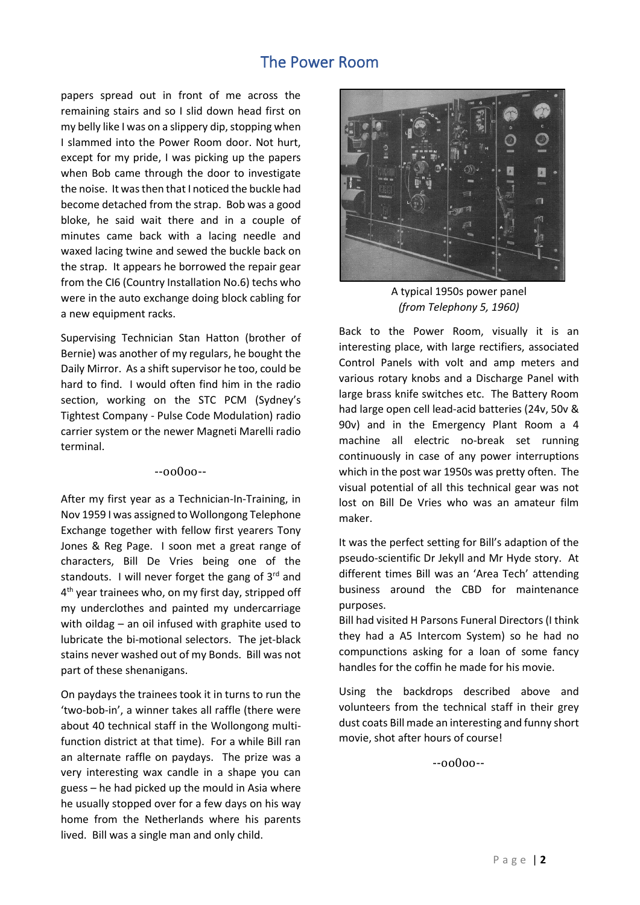# The Power Room

papers spread out in front of me across the remaining stairs and so I slid down head first on my belly like I was on a slippery dip, stopping when I slammed into the Power Room door. Not hurt, except for my pride, I was picking up the papers when Bob came through the door to investigate the noise. It was then that I noticed the buckle had become detached from the strap. Bob was a good bloke, he said wait there and in a couple of minutes came back with a lacing needle and waxed lacing twine and sewed the buckle back on the strap. It appears he borrowed the repair gear from the CI6 (Country Installation No.6) techs who were in the auto exchange doing block cabling for a new equipment racks.

Supervising Technician Stan Hatton (brother of Bernie) was another of my regulars, he bought the Daily Mirror. As a shift supervisor he too, could be hard to find. I would often find him in the radio section, working on the STC PCM (Sydney's Tightest Company - Pulse Code Modulation) radio carrier system or the newer Magneti Marelli radio terminal.

--oo0oo--

After my first year as a Technician-In-Training, in Nov 1959 I was assigned to Wollongong Telephone Exchange together with fellow first yearers Tony Jones & Reg Page. I soon met a great range of characters, Bill De Vries being one of the standouts. I will never forget the gang of 3rd and 4th year trainees who, on my first day, stripped off my underclothes and painted my undercarriage with oildag – an oil infused with graphite used to lubricate the bi-motional selectors. The jet-black stains never washed out of my Bonds. Bill was not part of these shenanigans.

On paydays the trainees took it in turns to run the 'two-bob-in', a winner takes all raffle (there were about 40 technical staff in the Wollongong multi-function district at that time). For a while Bill ran an alternate raffle on paydays. The prize was a very interesting wax candle in a shape you can guess – he had picked up the mould in Asia where he usually stopped over for a few days on his way home from the Netherlands where his parents lived. Bill was a single man and only child.

A typical 1950s power panel
*(from Telephony 5, 1960)*

Back to the Power Room, visually it is an interesting place, with large rectifiers, associated Control Panels with volt and amp meters and various rotary knobs and a Discharge Panel with large brass knife switches etc. The Battery Room had large open cell lead-acid batteries (24v, 50v & 90v) and in the Emergency Plant Room a 4 machine all electric no-break set running continuously in case of any power interruptions which in the post war 1950s was pretty often. The visual potential of all this technical gear was not lost on Bill De Vries who was an amateur film maker.

It was the perfect setting for Bill's adaption of the pseudo-scientific Dr Jekyll and Mr Hyde story. At different times Bill was an 'Area Tech' attending business around the CBD for maintenance purposes.
Bill had visited H Parsons Funeral Directors (I think they had a A5 Intercom System) so he had no compunctions asking for a loan of some fancy handles for the coffin he made for his movie.

Using the backdrops described above and volunteers from the technical staff in their grey dust coats Bill made an interesting and funny short movie, shot after hours of course!

--oo0oo--